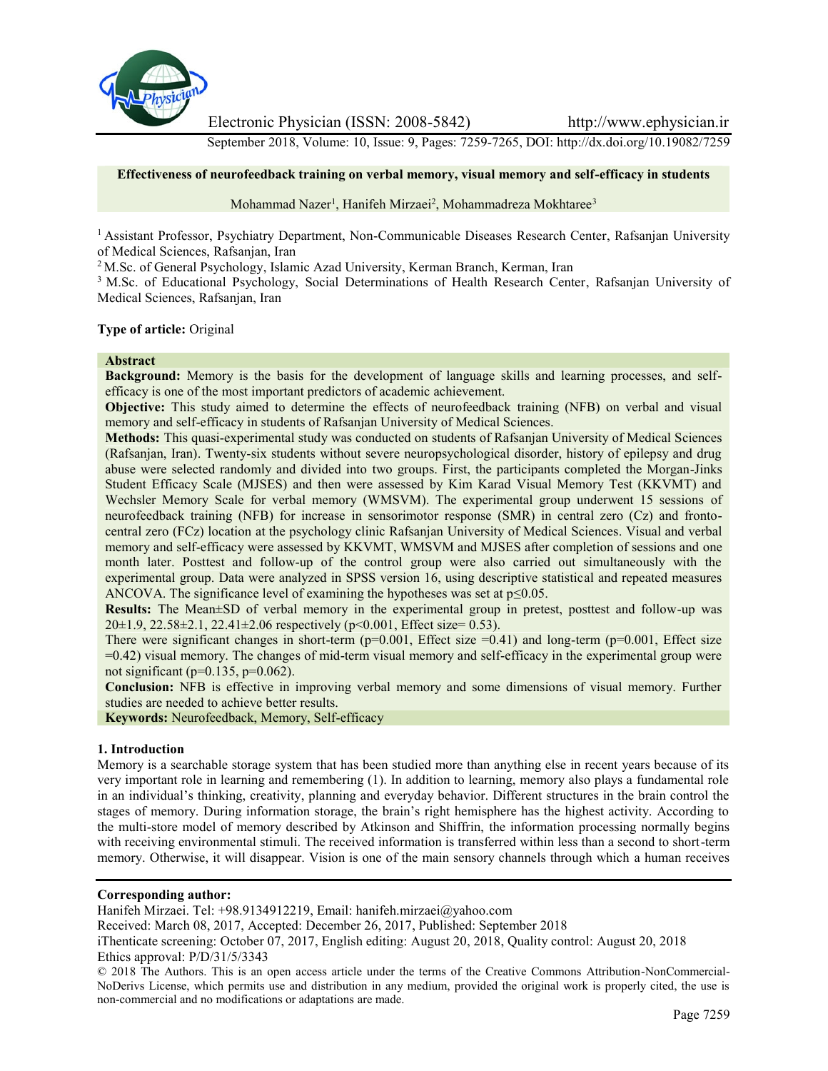# Effectiveness of neurofeedback training on verbal memory, visual memory and self-efficacy in students

Mohammad Nazer[1], Hanifeh Mirzaei[2], Mohammadreza Mokhtaree[3]

[1] Assistant Professor, Psychiatry Department, Non-Communicable Diseases Research Center, Rafsanjan University of Medical Sciences, Rafsanjan, Iran

[2] M.Sc. of General Psychology, Islamic Azad University, Kerman Branch, Kerman, Iran

[3] M.Sc. of Educational Psychology, Social Determinations of Health Research Center, Rafsanjan University of Medical Sciences, Rafsanjan, Iran

**Type of article:** Original

## Abstract

**Background:** Memory is the basis for the development of language skills and learning processes, and self-efficacy is one of the most important predictors of academic achievement.

**Objective:** This study aimed to determine the effects of neurofeedback training (NFB) on verbal and visual memory and self-efficacy in students of Rafsanjan University of Medical Sciences.

**Methods:** This quasi-experimental study was conducted on students of Rafsanjan University of Medical Sciences (Rafsanjan, Iran). Twenty-six students without severe neuropsychological disorder, history of epilepsy and drug abuse were selected randomly and divided into two groups. First, the participants completed the Morgan-Jinks Student Efficacy Scale (MJSES) and then were assessed by Kim Karad Visual Memory Test (KKVMT) and Wechsler Memory Scale for verbal memory (WMSVM). The experimental group underwent 15 sessions of neurofeedback training (NFB) for increase in sensorimotor response (SMR) in central zero (Cz) and fronto-central zero (FCz) location at the psychology clinic Rafsanjan University of Medical Sciences. Visual and verbal memory and self-efficacy were assessed by KKVMT, WMSVM and MJSES after completion of sessions and one month later. Posttest and follow-up of the control group were also carried out simultaneously with the experimental group. Data were analyzed in SPSS version 16, using descriptive statistical and repeated measures ANCOVA. The significance level of examining the hypotheses was set at $p \leq 0.05$.

**Results:** The Mean±SD of verbal memory in the experimental group in pretest, posttest and follow-up was 20±1.9, 22.58±2.1, 22.41±2.06 respectively ($p<0.001$, Effect size= 0.53).

There were significant changes in short-term ($p=0.001$, Effect size =0.41) and long-term ($p=0.001$, Effect size =0.42) visual memory. The changes of mid-term visual memory and self-efficacy in the experimental group were not significant ($p=0.135$, $p=0.062$).

**Conclusion:** NFB is effective in improving verbal memory and some dimensions of visual memory. Further studies are needed to achieve better results.

**Keywords:** Neurofeedback, Memory, Self-efficacy

## 1. Introduction

Memory is a searchable storage system that has been studied more than anything else in recent years because of its very important role in learning and remembering (1). In addition to learning, memory also plays a fundamental role in an individual's thinking, creativity, planning and everyday behavior. Different structures in the brain control the stages of memory. During information storage, the brain's right hemisphere has the highest activity. According to the multi-store model of memory described by Atkinson and Shiffrin, the information processing normally begins with receiving environmental stimuli. The received information is transferred within less than a second to short-term memory. Otherwise, it will disappear. Vision is one of the main sensory channels through which a human receives

**Corresponding author:**

Hanifeh Mirzaei. Tel: +98.9134912219, Email: hanifeh.mirzaei@yahoo.com

Received: March 08, 2017, Accepted: December 26, 2017, Published: September 2018

iThenticate screening: October 07, 2017, English editing: August 20, 2018, Quality control: August 20, 2018

Ethics approval: P/D/31/5/3343

© 2018 The Authors. This is an open access article under the terms of the Creative Commons Attribution-NonCommercial-NoDerivs License, which permits use and distribution in any medium, provided the original work is properly cited, the use is non-commercial and no modifications or adaptations are made.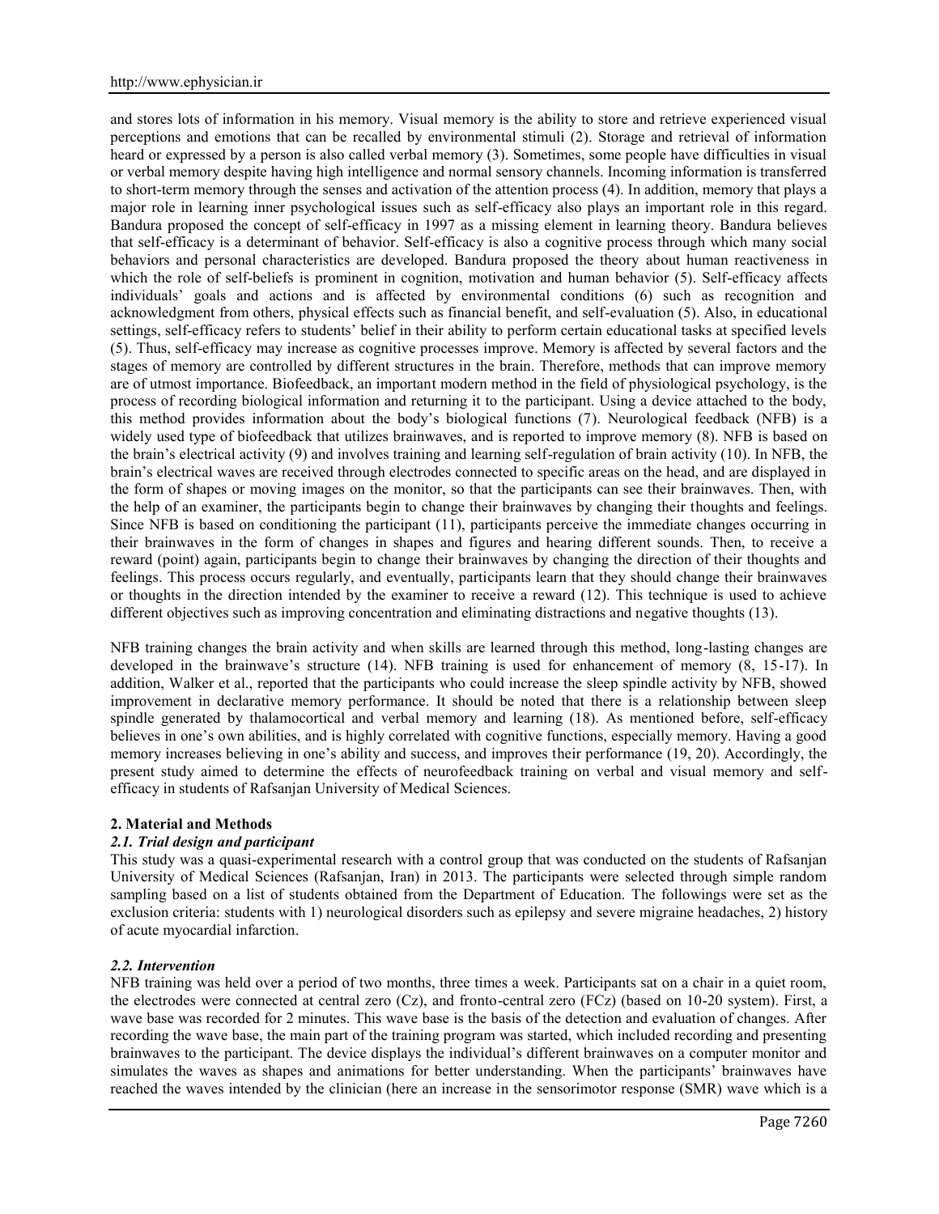and stores lots of information in his memory. Visual memory is the ability to store and retrieve experienced visual perceptions and emotions that can be recalled by environmental stimuli (2). Storage and retrieval of information heard or expressed by a person is also called verbal memory (3). Sometimes, some people have difficulties in visual or verbal memory despite having high intelligence and normal sensory channels. Incoming information is transferred to short-term memory through the senses and activation of the attention process (4). In addition, memory that plays a major role in learning inner psychological issues such as self-efficacy also plays an important role in this regard. Bandura proposed the concept of self-efficacy in 1997 as a missing element in learning theory. Bandura believes that self-efficacy is a determinant of behavior. Self-efficacy is also a cognitive process through which many social behaviors and personal characteristics are developed. Bandura proposed the theory about human reactiveness in which the role of self-beliefs is prominent in cognition, motivation and human behavior (5). Self-efficacy affects individuals' goals and actions and is affected by environmental conditions (6) such as recognition and acknowledgment from others, physical effects such as financial benefit, and self-evaluation (5). Also, in educational settings, self-efficacy refers to students' belief in their ability to perform certain educational tasks at specified levels (5). Thus, self-efficacy may increase as cognitive processes improve. Memory is affected by several factors and the stages of memory are controlled by different structures in the brain. Therefore, methods that can improve memory are of utmost importance. Biofeedback, an important modern method in the field of physiological psychology, is the process of recording biological information and returning it to the participant. Using a device attached to the body, this method provides information about the body's biological functions (7). Neurological feedback (NFB) is a widely used type of biofeedback that utilizes brainwaves, and is reported to improve memory (8). NFB is based on the brain's electrical activity (9) and involves training and learning self-regulation of brain activity (10). In NFB, the brain's electrical waves are received through electrodes connected to specific areas on the head, and are displayed in the form of shapes or moving images on the monitor, so that the participants can see their brainwaves. Then, with the help of an examiner, the participants begin to change their brainwaves by changing their thoughts and feelings. Since NFB is based on conditioning the participant (11), participants perceive the immediate changes occurring in their brainwaves in the form of changes in shapes and figures and hearing different sounds. Then, to receive a reward (point) again, participants begin to change their brainwaves by changing the direction of their thoughts and feelings. This process occurs regularly, and eventually, participants learn that they should change their brainwaves or thoughts in the direction intended by the examiner to receive a reward (12). This technique is used to achieve different objectives such as improving concentration and eliminating distractions and negative thoughts (13).

NFB training changes the brain activity and when skills are learned through this method, long-lasting changes are developed in the brainwave's structure (14). NFB training is used for enhancement of memory (8, 15-17). In addition, Walker et al., reported that the participants who could increase the sleep spindle activity by NFB, showed improvement in declarative memory performance. It should be noted that there is a relationship between sleep spindle generated by thalamocortical and verbal memory and learning (18). As mentioned before, self-efficacy believes in one's own abilities, and is highly correlated with cognitive functions, especially memory. Having a good memory increases believing in one's ability and success, and improves their performance (19, 20). Accordingly, the present study aimed to determine the effects of neurofeedback training on verbal and visual memory and self-efficacy in students of Rafsanjan University of Medical Sciences.

## 2. Material and Methods

### *2.1. Trial design and participant*

This study was a quasi-experimental research with a control group that was conducted on the students of Rafsanjan University of Medical Sciences (Rafsanjan, Iran) in 2013. The participants were selected through simple random sampling based on a list of students obtained from the Department of Education. The followings were set as the exclusion criteria: students with 1) neurological disorders such as epilepsy and severe migraine headaches, 2) history of acute myocardial infarction.

### *2.2. Intervention*

NFB training was held over a period of two months, three times a week. Participants sat on a chair in a quiet room, the electrodes were connected at central zero (Cz), and fronto-central zero (FCz) (based on 10-20 system). First, a wave base was recorded for 2 minutes. This wave base is the basis of the detection and evaluation of changes. After recording the wave base, the main part of the training program was started, which included recording and presenting brainwaves to the participant. The device displays the individual's different brainwaves on a computer monitor and simulates the waves as shapes and animations for better understanding. When the participants' brainwaves have reached the waves intended by the clinician (here an increase in the sensorimotor response (SMR) wave which is a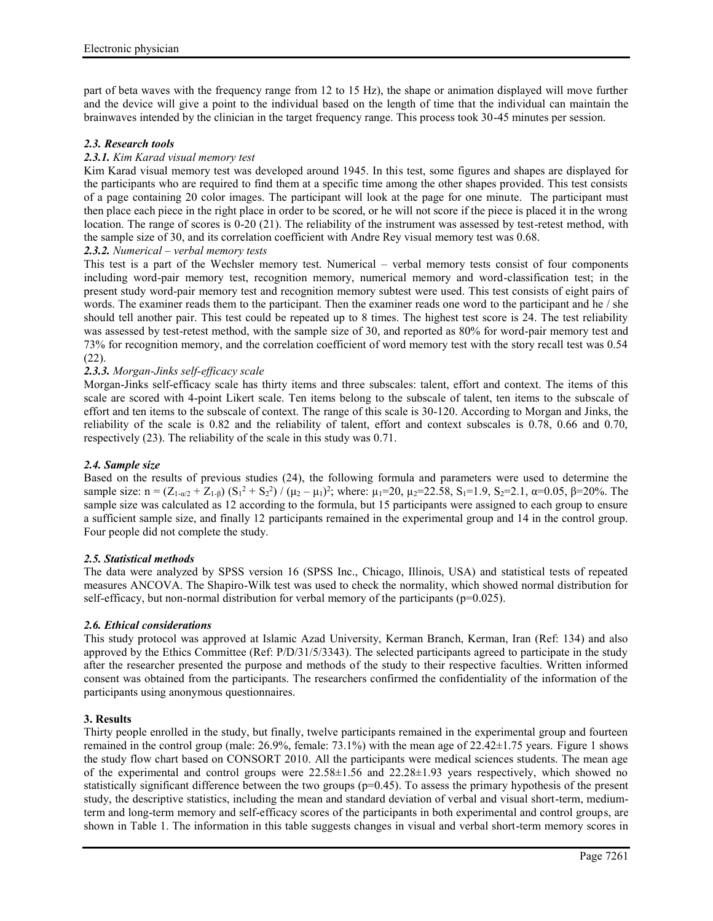part of beta waves with the frequency range from 12 to 15 Hz), the shape or animation displayed will move further and the device will give a point to the individual based on the length of time that the individual can maintain the brainwaves intended by the clinician in the target frequency range. This process took 30-45 minutes per session.

### *2.3. Research tools*

#### *2.3.1. Kim Karad visual memory test*

Kim Karad visual memory test was developed around 1945. In this test, some figures and shapes are displayed for the participants who are required to find them at a specific time among the other shapes provided. This test consists of a page containing 20 color images. The participant will look at the page for one minute. The participant must then place each piece in the right place in order to be scored, or he will not score if the piece is placed it in the wrong location. The range of scores is 0-20 (21). The reliability of the instrument was assessed by test-retest method, with the sample size of 30, and its correlation coefficient with Andre Rey visual memory test was 0.68.

#### *2.3.2. Numerical – verbal memory tests*

This test is a part of the Wechsler memory test. Numerical – verbal memory tests consist of four components including word-pair memory test, recognition memory, numerical memory and word-classification test; in the present study word-pair memory test and recognition memory subtest were used. This test consists of eight pairs of words. The examiner reads them to the participant. Then the examiner reads one word to the participant and he / she should tell another pair. This test could be repeated up to 8 times. The highest test score is 24. The test reliability was assessed by test-retest method, with the sample size of 30, and reported as 80% for word-pair memory test and 73% for recognition memory, and the correlation coefficient of word memory test with the story recall test was 0.54 (22).

#### *2.3.3. Morgan-Jinks self-efficacy scale*

Morgan-Jinks self-efficacy scale has thirty items and three subscales: talent, effort and context. The items of this scale are scored with 4-point Likert scale. Ten items belong to the subscale of talent, ten items to the subscale of effort and ten items to the subscale of context. The range of this scale is 30-120. According to Morgan and Jinks, the reliability of the scale is 0.82 and the reliability of talent, effort and context subscales is 0.78, 0.66 and 0.70, respectively (23). The reliability of the scale in this study was 0.71.

### *2.4. Sample size*

Based on the results of previous studies (24), the following formula and parameters were used to determine the sample size: $n = (Z_{1-\alpha/2} + Z_{1-\beta}) (S_1^2 + S_2^2) / (\mu_2 - \mu_1)^2$; where: $\mu_1$=20, $\mu_2$=22.58, $S_1$=1.9, $S_2$=2.1, $\alpha$=0.05, $\beta$=20%. The sample size was calculated as 12 according to the formula, but 15 participants were assigned to each group to ensure a sufficient sample size, and finally 12 participants remained in the experimental group and 14 in the control group. Four people did not complete the study.

### *2.5. Statistical methods*

The data were analyzed by SPSS version 16 (SPSS Inc., Chicago, Illinois, USA) and statistical tests of repeated measures ANCOVA. The Shapiro-Wilk test was used to check the normality, which showed normal distribution for self-efficacy, but non-normal distribution for verbal memory of the participants (p=0.025).

### *2.6. Ethical considerations*

This study protocol was approved at Islamic Azad University, Kerman Branch, Kerman, Iran (Ref: 134) and also approved by the Ethics Committee (Ref: P/D/31/5/3343). The selected participants agreed to participate in the study after the researcher presented the purpose and methods of the study to their respective faculties. Written informed consent was obtained from the participants. The researchers confirmed the confidentiality of the information of the participants using anonymous questionnaires.

## 3. Results

Thirty people enrolled in the study, but finally, twelve participants remained in the experimental group and fourteen remained in the control group (male: 26.9%, female: 73.1%) with the mean age of 22.42±1.75 years. Figure 1 shows the study flow chart based on CONSORT 2010. All the participants were medical sciences students. The mean age of the experimental and control groups were 22.58±1.56 and 22.28±1.93 years respectively, which showed no statistically significant difference between the two groups (p=0.45). To assess the primary hypothesis of the present study, the descriptive statistics, including the mean and standard deviation of verbal and visual short-term, medium-term and long-term memory and self-efficacy scores of the participants in both experimental and control groups, are shown in Table 1. The information in this table suggests changes in visual and verbal short-term memory scores in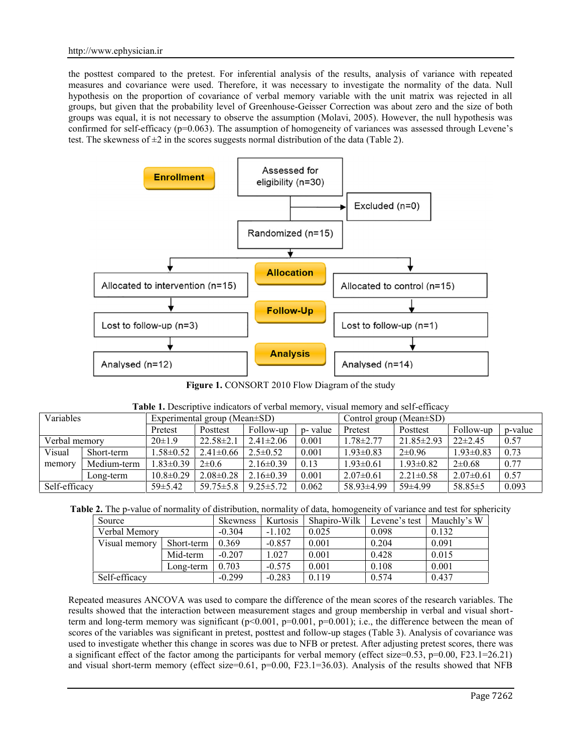the posttest compared to the pretest. For inferential analysis of the results, analysis of variance with repeated measures and covariance were used. Therefore, it was necessary to investigate the normality of the data. Null hypothesis on the proportion of covariance of verbal memory variable with the unit matrix was rejected in all groups, but given that the probability level of Greenhouse-Geisser Correction was about zero and the size of both groups was equal, it is not necessary to observe the assumption (Molavi, 2005). However, the null hypothesis was confirmed for self-efficacy (p=0.063). The assumption of homogeneity of variances was assessed through Levene's test. The skewness of ±2 in the scores suggests normal distribution of the data (Table 2).

**Enrollment**: Assessed for eligibility (n=30) → Excluded (n=0) → Randomized (n=15)

**Allocation**: Allocated to intervention (n=15) | Allocated to control (n=15)

**Follow-Up**: Lost to follow-up (n=3) | Lost to follow-up (n=1)

**Analysis**: Analysed (n=12) | Analysed (n=14)

**Figure 1.** CONSORT 2010 Flow Diagram of the study

**Table 1.** Descriptive indicators of verbal memory, visual memory and self-efficacy

| Variables | | Experimental group (Mean±SD) | | | | Control group (Mean±SD) | | | |
|---|---|---|---|---|---|---|---|---|---|
| | | Pretest | Posttest | Follow-up | p- value | Pretest | Posttest | Follow-up | p-value |
| Verbal memory | | 20±1.9 | 22.58±2.1 | 2.41±2.06 | 0.001 | 1.78±2.77 | 21.85±2.93 | 22±2.45 | 0.57 |
| Visual memory | Short-term | 1.58±0.52 | 2.41±0.66 | 2.5±0.52 | 0.001 | 1.93±0.83 | 2±0.96 | 1.93±0.83 | 0.73 |
| | Medium-term | 1.83±0.39 | 2±0.6 | 2.16±0.39 | 0.13 | 1.93±0.61 | 1.93±0.82 | 2±0.68 | 0.77 |
| | Long-term | 10.8±0.29 | 2.08±0.28 | 2.16±0.39 | 0.001 | 2.07±0.61 | 2.21±0.58 | 2.07±0.61 | 0.57 |
| Self-efficacy | | 59±5.42 | 59.75±5.8 | 9.25±5.72 | 0.062 | 58.93±4.99 | 59±4.99 | 58.85±5 | 0.093 |

**Table 2.** The p-value of normality of distribution, normality of data, homogeneity of variance and test for sphericity

| Source | | Skewness | Kurtosis | Shapiro-Wilk | Levene's test | Mauchly's W |
|---|---|---|---|---|---|---|
| Verbal Memory | | -0.304 | -1.102 | 0.025 | 0.098 | 0.132 |
| Visual memory | Short-term | 0.369 | -0.857 | 0.001 | 0.204 | 0.091 |
| | Mid-term | -0.207 | 1.027 | 0.001 | 0.428 | 0.015 |
| | Long-term | 0.703 | -0.575 | 0.001 | 0.108 | 0.001 |
| Self-efficacy | | -0.299 | -0.283 | 0.119 | 0.574 | 0.437 |

Repeated measures ANCOVA was used to compare the difference of the mean scores of the research variables. The results showed that the interaction between measurement stages and group membership in verbal and visual short-term and long-term memory was significant (p<0.001, p=0.001, p=0.001); i.e., the difference between the mean of scores of the variables was significant in pretest, posttest and follow-up stages (Table 3). Analysis of covariance was used to investigate whether this change in scores was due to NFB or pretest. After adjusting pretest scores, there was a significant effect of the factor among the participants for verbal memory (effect size=0.53, p=0.00, $F_{23.1}$=26.21) and visual short-term memory (effect size=0.61, p=0.00, $F_{23.1}$=36.03). Analysis of the results showed that NFB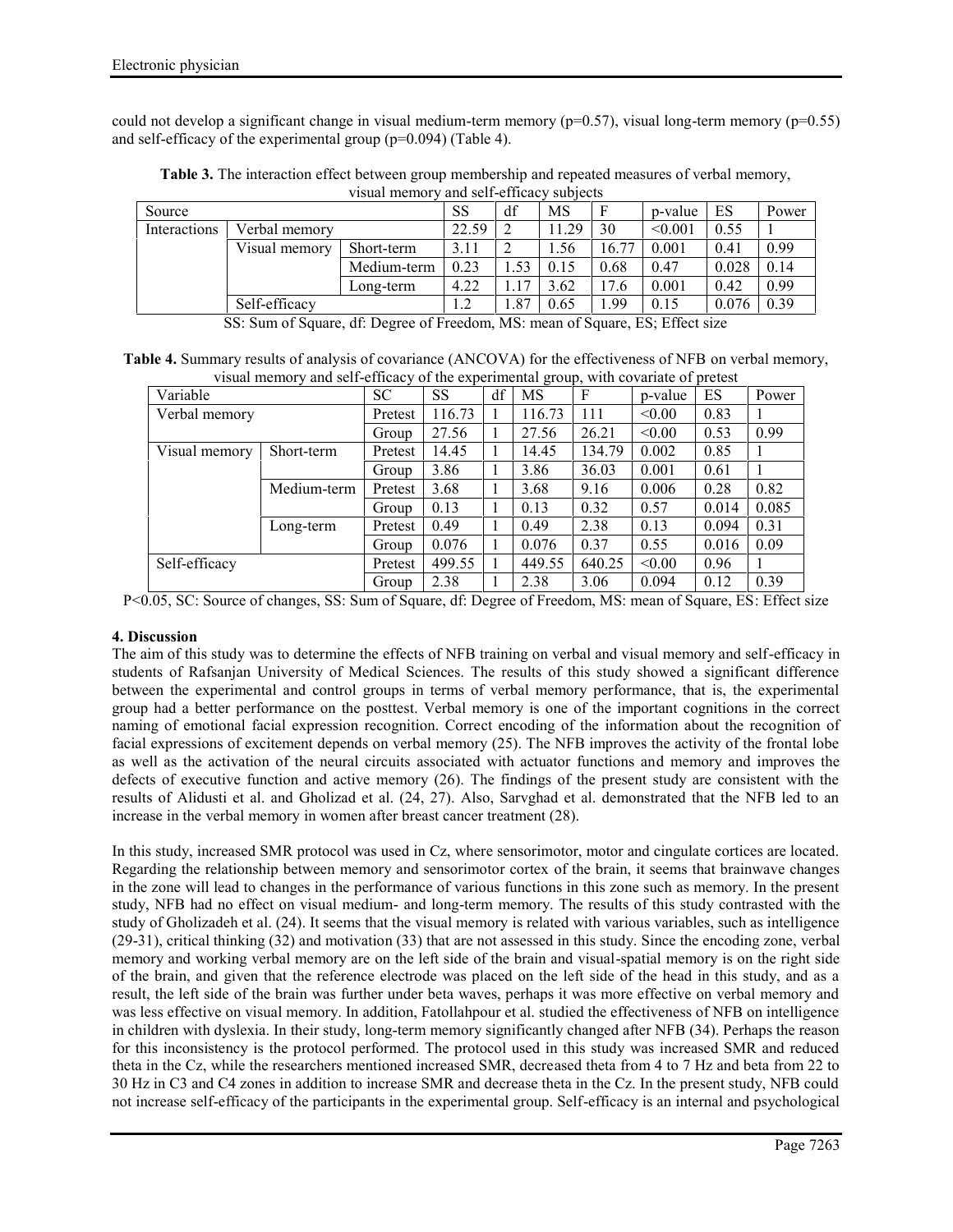could not develop a significant change in visual medium-term memory (p=0.57), visual long-term memory (p=0.55) and self-efficacy of the experimental group (p=0.094) (Table 4).

**Table 3.** The interaction effect between group membership and repeated measures of verbal memory, visual memory and self-efficacy subjects

| Source | | | SS | df | MS | F | p-value | ES | Power |
|---|---|---|---|---|---|---|---|---|---|
| Interactions | Verbal memory | | 22.59 | 2 | 11.29 | 30 | <0.001 | 0.55 | 1 |
| | Visual memory | Short-term | 3.11 | 2 | 1.56 | 16.77 | 0.001 | 0.41 | 0.99 |
| | | Medium-term | 0.23 | 1.53 | 0.15 | 0.68 | 0.47 | 0.028 | 0.14 |
| | | Long-term | 4.22 | 1.17 | 3.62 | 17.6 | 0.001 | 0.42 | 0.99 |
| | Self-efficacy | | 1.2 | 1.87 | 0.65 | 1.99 | 0.15 | 0.076 | 0.39 |

SS: Sum of Square, df: Degree of Freedom, MS: mean of Square, ES; Effect size

**Table 4.** Summary results of analysis of covariance (ANCOVA) for the effectiveness of NFB on verbal memory, visual memory and self-efficacy of the experimental group, with covariate of pretest

| Variable | | SC | SS | df | MS | F | p-value | ES | Power |
|---|---|---|---|---|---|---|---|---|---|
| Verbal memory | | Pretest | 116.73 | 1 | 116.73 | 111 | <0.00 | 0.83 | 1 |
| | | Group | 27.56 | 1 | 27.56 | 26.21 | <0.00 | 0.53 | 0.99 |
| Visual memory | Short-term | Pretest | 14.45 | 1 | 14.45 | 134.79 | 0.002 | 0.85 | 1 |
| | | Group | 3.86 | 1 | 3.86 | 36.03 | 0.001 | 0.61 | 1 |
| | Medium-term | Pretest | 3.68 | 1 | 3.68 | 9.16 | 0.006 | 0.28 | 0.82 |
| | | Group | 0.13 | 1 | 0.13 | 0.32 | 0.57 | 0.014 | 0.085 |
| | Long-term | Pretest | 0.49 | 1 | 0.49 | 2.38 | 0.13 | 0.094 | 0.31 |
| | | Group | 0.076 | 1 | 0.076 | 0.37 | 0.55 | 0.016 | 0.09 |
| Self-efficacy | | Pretest | 499.55 | 1 | 449.55 | 640.25 | <0.00 | 0.96 | 1 |
| | | Group | 2.38 | 1 | 2.38 | 3.06 | 0.094 | 0.12 | 0.39 |

P<0.05, SC: Source of changes, SS: Sum of Square, df: Degree of Freedom, MS: mean of Square, ES: Effect size

## 4. Discussion

The aim of this study was to determine the effects of NFB training on verbal and visual memory and self-efficacy in students of Rafsanjan University of Medical Sciences. The results of this study showed a significant difference between the experimental and control groups in terms of verbal memory performance, that is, the experimental group had a better performance on the posttest. Verbal memory is one of the important cognitions in the correct naming of emotional facial expression recognition. Correct encoding of the information about the recognition of facial expressions of excitement depends on verbal memory (25). The NFB improves the activity of the frontal lobe as well as the activation of the neural circuits associated with actuator functions and memory and improves the defects of executive function and active memory (26). The findings of the present study are consistent with the results of Alidusti et al. and Gholizad et al. (24, 27). Also, Sarvghad et al. demonstrated that the NFB led to an increase in the verbal memory in women after breast cancer treatment (28).

In this study, increased SMR protocol was used in Cz, where sensorimotor, motor and cingulate cortices are located. Regarding the relationship between memory and sensorimotor cortex of the brain, it seems that brainwave changes in the zone will lead to changes in the performance of various functions in this zone such as memory. In the present study, NFB had no effect on visual medium- and long-term memory. The results of this study contrasted with the study of Gholizadeh et al. (24). It seems that the visual memory is related with various variables, such as intelligence (29-31), critical thinking (32) and motivation (33) that are not assessed in this study. Since the encoding zone, verbal memory and working verbal memory are on the left side of the brain and visual-spatial memory is on the right side of the brain, and given that the reference electrode was placed on the left side of the head in this study, and as a result, the left side of the brain was further under beta waves, perhaps it was more effective on verbal memory and was less effective on visual memory. In addition, Fatollahpour et al. studied the effectiveness of NFB on intelligence in children with dyslexia. In their study, long-term memory significantly changed after NFB (34). Perhaps the reason for this inconsistency is the protocol performed. The protocol used in this study was increased SMR and reduced theta in the Cz, while the researchers mentioned increased SMR, decreased theta from 4 to 7 Hz and beta from 22 to 30 Hz in C3 and C4 zones in addition to increase SMR and decrease theta in the Cz. In the present study, NFB could not increase self-efficacy of the participants in the experimental group. Self-efficacy is an internal and psychological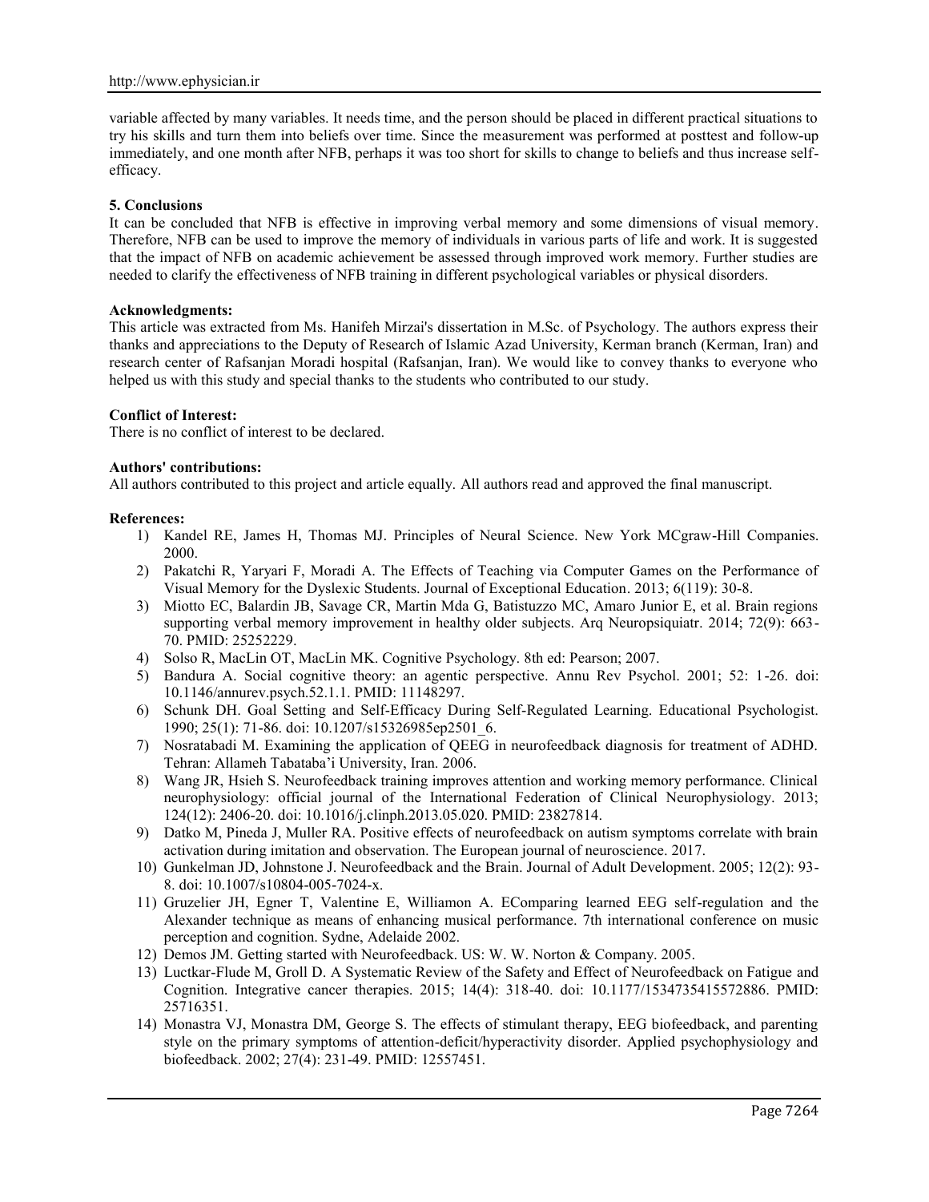variable affected by many variables. It needs time, and the person should be placed in different practical situations to try his skills and turn them into beliefs over time. Since the measurement was performed at posttest and follow-up immediately, and one month after NFB, perhaps it was too short for skills to change to beliefs and thus increase self-efficacy.

### 5. Conclusions

It can be concluded that NFB is effective in improving verbal memory and some dimensions of visual memory. Therefore, NFB can be used to improve the memory of individuals in various parts of life and work. It is suggested that the impact of NFB on academic achievement be assessed through improved work memory. Further studies are needed to clarify the effectiveness of NFB training in different psychological variables or physical disorders.

### Acknowledgments:

This article was extracted from Ms. Hanifeh Mirzai's dissertation in M.Sc. of Psychology. The authors express their thanks and appreciations to the Deputy of Research of Islamic Azad University, Kerman branch (Kerman, Iran) and research center of Rafsanjan Moradi hospital (Rafsanjan, Iran). We would like to convey thanks to everyone who helped us with this study and special thanks to the students who contributed to our study.

### Conflict of Interest:

There is no conflict of interest to be declared.

### Authors' contributions:

All authors contributed to this project and article equally. All authors read and approved the final manuscript.

### References:

1) Kandel RE, James H, Thomas MJ. Principles of Neural Science. New York MCgraw-Hill Companies. 2000.
2) Pakatchi R, Yaryari F, Moradi A. The Effects of Teaching via Computer Games on the Performance of Visual Memory for the Dyslexic Students. Journal of Exceptional Education. 2013; 6(119): 30-8.
3) Miotto EC, Balardin JB, Savage CR, Martin Mda G, Batistuzzo MC, Amaro Junior E, et al. Brain regions supporting verbal memory improvement in healthy older subjects. Arq Neuropsiquiatr. 2014; 72(9): 663-70. PMID: 25252229.
4) Solso R, MacLin OT, MacLin MK. Cognitive Psychology. 8th ed: Pearson; 2007.
5) Bandura A. Social cognitive theory: an agentic perspective. Annu Rev Psychol. 2001; 52: 1-26. doi: 10.1146/annurev.psych.52.1.1. PMID: 11148297.
6) Schunk DH. Goal Setting and Self-Efficacy During Self-Regulated Learning. Educational Psychologist. 1990; 25(1): 71-86. doi: 10.1207/s15326985ep2501_6.
7) Nosratabadi M. Examining the application of QEEG in neurofeedback diagnosis for treatment of ADHD. Tehran: Allameh Tabataba'i University, Iran. 2006.
8) Wang JR, Hsieh S. Neurofeedback training improves attention and working memory performance. Clinical neurophysiology: official journal of the International Federation of Clinical Neurophysiology. 2013; 124(12): 2406-20. doi: 10.1016/j.clinph.2013.05.020. PMID: 23827814.
9) Datko M, Pineda J, Muller RA. Positive effects of neurofeedback on autism symptoms correlate with brain activation during imitation and observation. The European journal of neuroscience. 2017.
10) Gunkelman JD, Johnstone J. Neurofeedback and the Brain. Journal of Adult Development. 2005; 12(2): 93-8. doi: 10.1007/s10804-005-7024-x.
11) Gruzelier JH, Egner T, Valentine E, Williamon A. EComparing learned EEG self-regulation and the Alexander technique as means of enhancing musical performance. 7th international conference on music perception and cognition. Sydne, Adelaide 2002.
12) Demos JM. Getting started with Neurofeedback. US: W. W. Norton & Company. 2005.
13) Luctkar-Flude M, Groll D. A Systematic Review of the Safety and Effect of Neurofeedback on Fatigue and Cognition. Integrative cancer therapies. 2015; 14(4): 318-40. doi: 10.1177/1534735415572886. PMID: 25716351.
14) Monastra VJ, Monastra DM, George S. The effects of stimulant therapy, EEG biofeedback, and parenting style on the primary symptoms of attention-deficit/hyperactivity disorder. Applied psychophysiology and biofeedback. 2002; 27(4): 231-49. PMID: 12557451.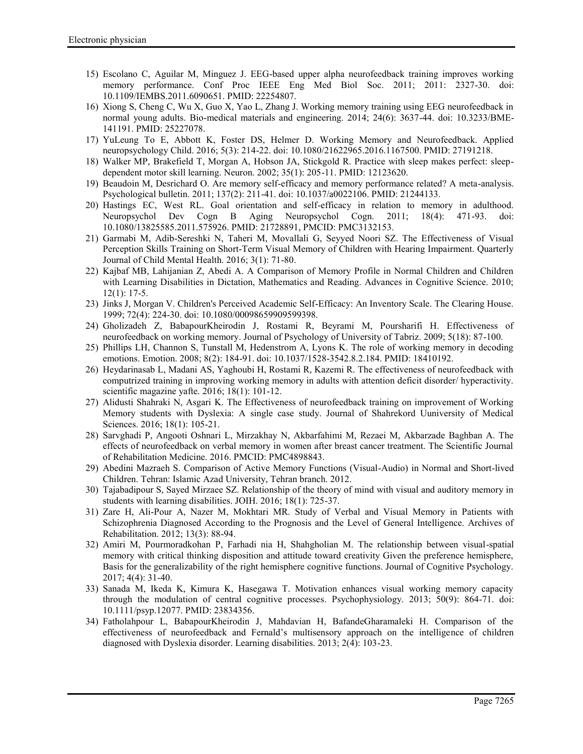15) Escolano C, Aguilar M, Minguez J. EEG-based upper alpha neurofeedback training improves working memory performance. Conf Proc IEEE Eng Med Biol Soc. 2011; 2011: 2327-30. doi: 10.1109/IEMBS.2011.6090651. PMID: 22254807.
16) Xiong S, Cheng C, Wu X, Guo X, Yao L, Zhang J. Working memory training using EEG neurofeedback in normal young adults. Bio-medical materials and engineering. 2014; 24(6): 3637-44. doi: 10.3233/BME-141191. PMID: 25227078.
17) YuLeung To E, Abbott K, Foster DS, Helmer D. Working Memory and Neurofeedback. Applied neuropsychology Child. 2016; 5(3): 214-22. doi: 10.1080/21622965.2016.1167500. PMID: 27191218.
18) Walker MP, Brakefield T, Morgan A, Hobson JA, Stickgold R. Practice with sleep makes perfect: sleep-dependent motor skill learning. Neuron. 2002; 35(1): 205-11. PMID: 12123620.
19) Beaudoin M, Desrichard O. Are memory self-efficacy and memory performance related? A meta-analysis. Psychological bulletin. 2011; 137(2): 211-41. doi: 10.1037/a0022106. PMID: 21244133.
20) Hastings EC, West RL. Goal orientation and self-efficacy in relation to memory in adulthood. Neuropsychol Dev Cogn B Aging Neuropsychol Cogn. 2011; 18(4): 471-93. doi: 10.1080/13825585.2011.575926. PMID: 21728891, PMCID: PMC3132153.
21) Garmabi M, Adib-Sereshki N, Taheri M, Movallali G, Seyyed Noori SZ. The Effectiveness of Visual Perception Skills Training on Short-Term Visual Memory of Children with Hearing Impairment. Quarterly Journal of Child Mental Health. 2016; 3(1): 71-80.
22) Kajbaf MB, Lahijanian Z, Abedi A. A Comparison of Memory Profile in Normal Children and Children with Learning Disabilities in Dictation, Mathematics and Reading. Advances in Cognitive Science. 2010; 12(1): 17-5.
23) Jinks J, Morgan V. Children's Perceived Academic Self-Efficacy: An Inventory Scale. The Clearing House. 1999; 72(4): 224-30. doi: 10.1080/00098659909599398.
24) Gholizadeh Z, BabapourKheirodin J, Rostami R, Beyrami M, Poursharifi H. Effectiveness of neurofeedback on working memory. Journal of Psychology of University of Tabriz. 2009; 5(18): 87-100.
25) Phillips LH, Channon S, Tunstall M, Hedenstrom A, Lyons K. The role of working memory in decoding emotions. Emotion. 2008; 8(2): 184-91. doi: 10.1037/1528-3542.8.2.184. PMID: 18410192.
26) Heydarinasab L, Madani AS, Yaghoubi H, Rostami R, Kazemi R. The effectiveness of neurofeedback with computrized training in improving working memory in adults with attention deficit disorder/ hyperactivity. scientific magazine yafte. 2016; 18(1): 101-12.
27) Alidusti Shahraki N, Asgari K. The Effectiveness of neurofeedback training on improvement of Working Memory students with Dyslexia: A single case study. Journal of Shahrekord Uuniversity of Medical Sciences. 2016; 18(1): 105-21.
28) Sarvghadi P, Angooti Oshnari L, Mirzakhay N, Akbarfahimi M, Rezaei M, Akbarzade Baghban A. The effects of neurofeedback on verbal memory in women after breast cancer treatment. The Scientific Journal of Rehabilitation Medicine. 2016. PMCID: PMC4898843.
29) Abedini Mazraeh S. Comparison of Active Memory Functions (Visual-Audio) in Normal and Short-lived Children. Tehran: Islamic Azad University, Tehran branch. 2012.
30) Tajabadipour S, Sayed Mirzaee SZ. Relationship of the theory of mind with visual and auditory memory in students with learning disabilities. JOIH. 2016; 18(1): 725-37.
31) Zare H, Ali-Pour A, Nazer M, Mokhtari MR. Study of Verbal and Visual Memory in Patients with Schizophrenia Diagnosed According to the Prognosis and the Level of General Intelligence. Archives of Rehabilitation. 2012; 13(3): 88-94.
32) Amiri M, Pourmoradkohan P, Farhadi nia H, Shahgholian M. The relationship between visual-spatial memory with critical thinking disposition and attitude toward creativity Given the preference hemisphere, Basis for the generalizability of the right hemisphere cognitive functions. Journal of Cognitive Psychology. 2017; 4(4): 31-40.
33) Sanada M, Ikeda K, Kimura K, Hasegawa T. Motivation enhances visual working memory capacity through the modulation of central cognitive processes. Psychophysiology. 2013; 50(9): 864-71. doi: 10.1111/psyp.12077. PMID: 23834356.
34) Fatholahpour L, BabapourKheirodin J, Mahdavian H, BafandeGharamaleki H. Comparison of the effectiveness of neurofeedback and Fernald's multisensory approach on the intelligence of children diagnosed with Dyslexia disorder. Learning disabilities. 2013; 2(4): 103-23.